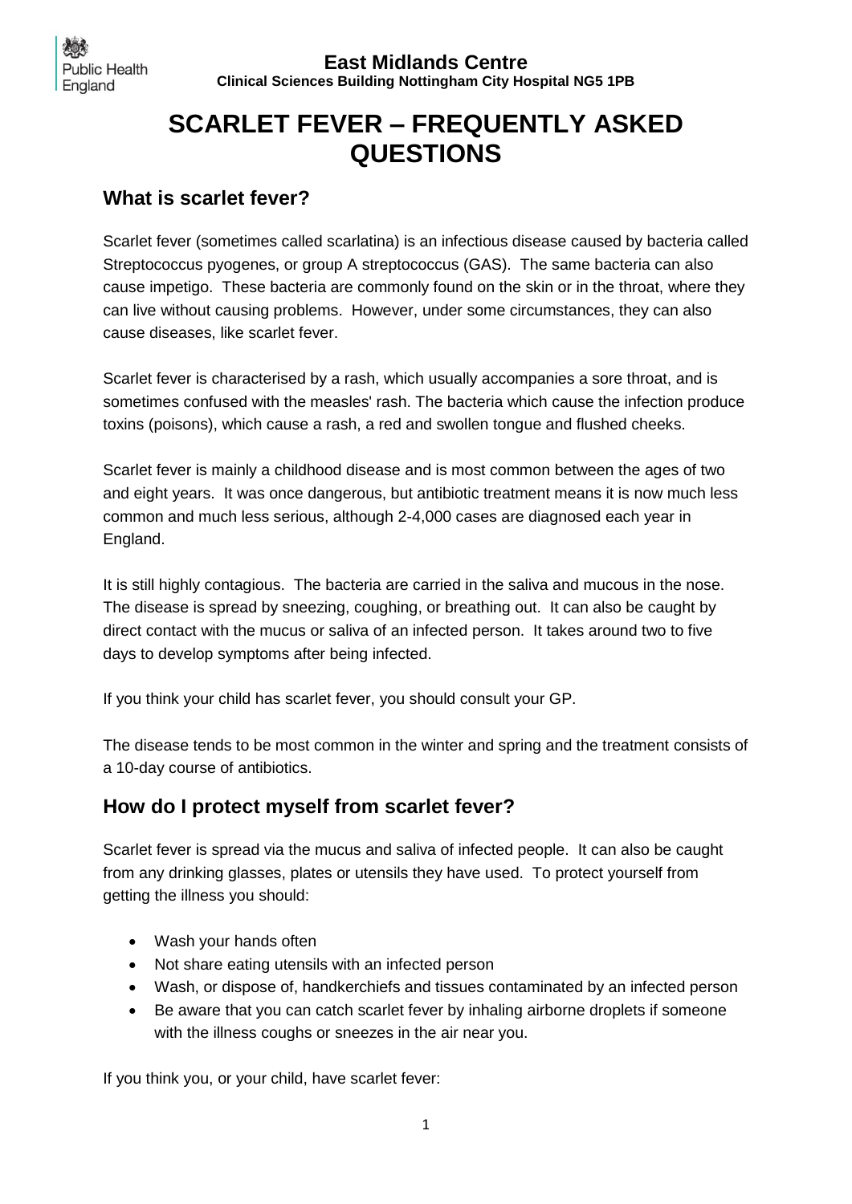**East Midlands Centre**
**Clinical Sciences Building Nottingham City Hospital NG5 1PB**

# SCARLET FEVER – FREQUENTLY ASKED QUESTIONS

## What is scarlet fever?

Scarlet fever (sometimes called scarlatina) is an infectious disease caused by bacteria called Streptococcus pyogenes, or group A streptococcus (GAS). The same bacteria can also cause impetigo. These bacteria are commonly found on the skin or in the throat, where they can live without causing problems. However, under some circumstances, they can also cause diseases, like scarlet fever.

Scarlet fever is characterised by a rash, which usually accompanies a sore throat, and is sometimes confused with the measles' rash. The bacteria which cause the infection produce toxins (poisons), which cause a rash, a red and swollen tongue and flushed cheeks.

Scarlet fever is mainly a childhood disease and is most common between the ages of two and eight years. It was once dangerous, but antibiotic treatment means it is now much less common and much less serious, although 2-4,000 cases are diagnosed each year in England.

It is still highly contagious. The bacteria are carried in the saliva and mucous in the nose. The disease is spread by sneezing, coughing, or breathing out. It can also be caught by direct contact with the mucus or saliva of an infected person. It takes around two to five days to develop symptoms after being infected.

If you think your child has scarlet fever, you should consult your GP.

The disease tends to be most common in the winter and spring and the treatment consists of a 10-day course of antibiotics.

## How do I protect myself from scarlet fever?

Scarlet fever is spread via the mucus and saliva of infected people. It can also be caught from any drinking glasses, plates or utensils they have used. To protect yourself from getting the illness you should:

- Wash your hands often
- Not share eating utensils with an infected person
- Wash, or dispose of, handkerchiefs and tissues contaminated by an infected person
- Be aware that you can catch scarlet fever by inhaling airborne droplets if someone with the illness coughs or sneezes in the air near you.

If you think you, or your child, have scarlet fever: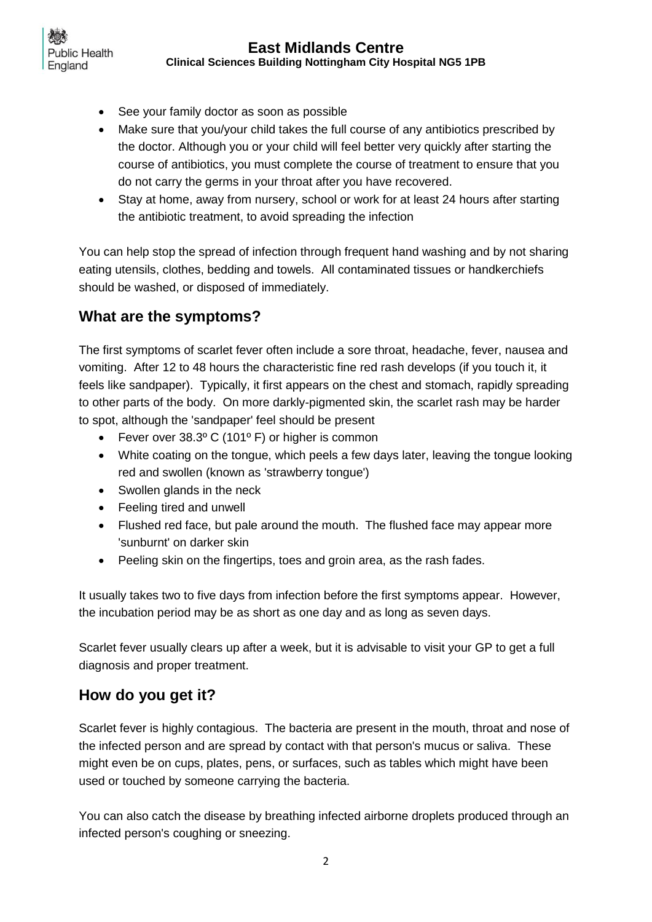- See your family doctor as soon as possible
- Make sure that you/your child takes the full course of any antibiotics prescribed by the doctor. Although you or your child will feel better very quickly after starting the course of antibiotics, you must complete the course of treatment to ensure that you do not carry the germs in your throat after you have recovered.
- Stay at home, away from nursery, school or work for at least 24 hours after starting the antibiotic treatment, to avoid spreading the infection

You can help stop the spread of infection through frequent hand washing and by not sharing eating utensils, clothes, bedding and towels. All contaminated tissues or handkerchiefs should be washed, or disposed of immediately.

## What are the symptoms?

The first symptoms of scarlet fever often include a sore throat, headache, fever, nausea and vomiting. After 12 to 48 hours the characteristic fine red rash develops (if you touch it, it feels like sandpaper). Typically, it first appears on the chest and stomach, rapidly spreading to other parts of the body. On more darkly-pigmented skin, the scarlet rash may be harder to spot, although the 'sandpaper' feel should be present

- Fever over 38.3º C (101º F) or higher is common
- White coating on the tongue, which peels a few days later, leaving the tongue looking red and swollen (known as 'strawberry tongue')
- Swollen glands in the neck
- Feeling tired and unwell
- Flushed red face, but pale around the mouth. The flushed face may appear more 'sunburnt' on darker skin
- Peeling skin on the fingertips, toes and groin area, as the rash fades.

It usually takes two to five days from infection before the first symptoms appear. However, the incubation period may be as short as one day and as long as seven days.

Scarlet fever usually clears up after a week, but it is advisable to visit your GP to get a full diagnosis and proper treatment.

## How do you get it?

Scarlet fever is highly contagious. The bacteria are present in the mouth, throat and nose of the infected person and are spread by contact with that person's mucus or saliva. These might even be on cups, plates, pens, or surfaces, such as tables which might have been used or touched by someone carrying the bacteria.

You can also catch the disease by breathing infected airborne droplets produced through an infected person's coughing or sneezing.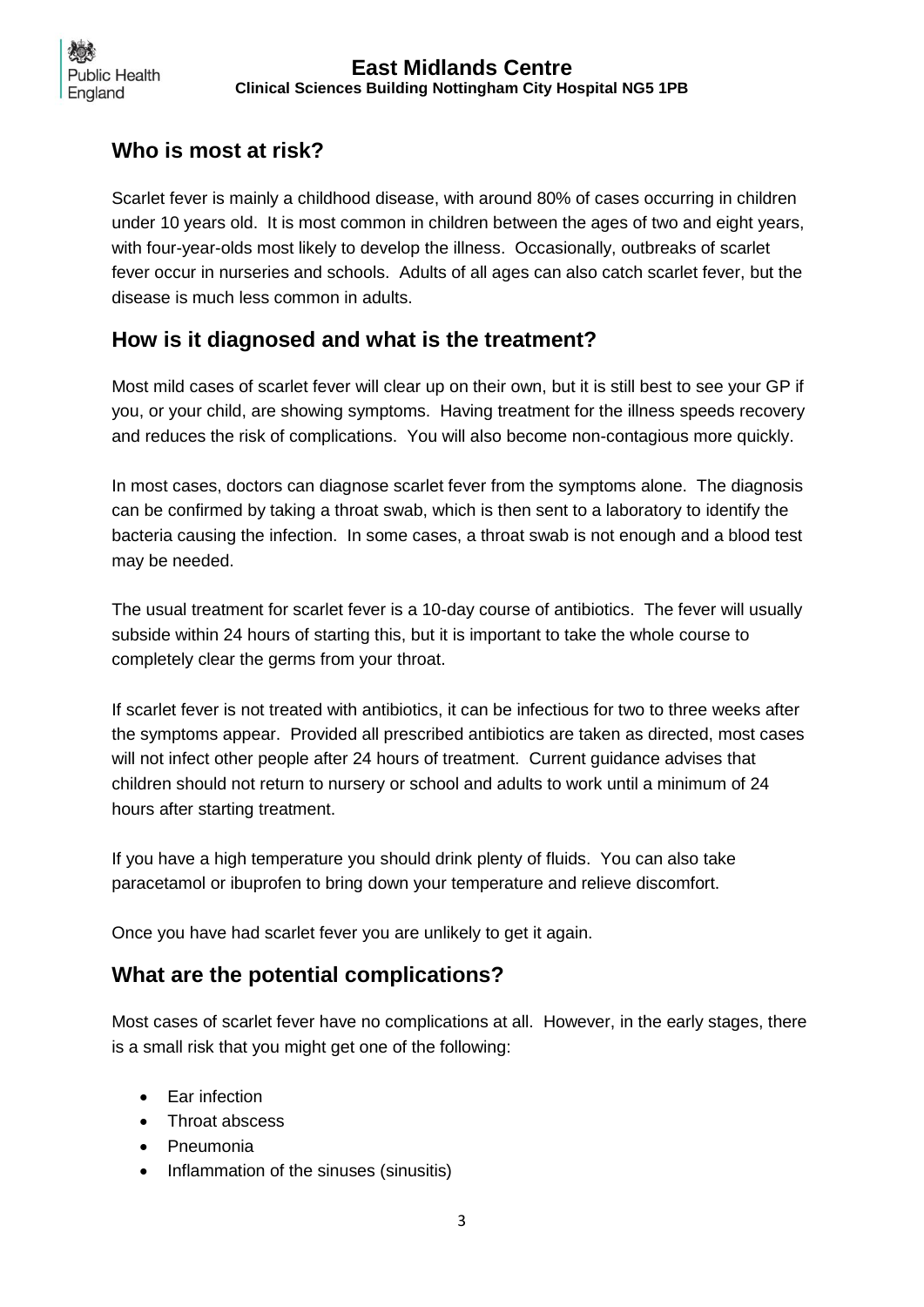## Who is most at risk?

Scarlet fever is mainly a childhood disease, with around 80% of cases occurring in children under 10 years old. It is most common in children between the ages of two and eight years, with four-year-olds most likely to develop the illness. Occasionally, outbreaks of scarlet fever occur in nurseries and schools. Adults of all ages can also catch scarlet fever, but the disease is much less common in adults.

## How is it diagnosed and what is the treatment?

Most mild cases of scarlet fever will clear up on their own, but it is still best to see your GP if you, or your child, are showing symptoms. Having treatment for the illness speeds recovery and reduces the risk of complications. You will also become non-contagious more quickly.

In most cases, doctors can diagnose scarlet fever from the symptoms alone. The diagnosis can be confirmed by taking a throat swab, which is then sent to a laboratory to identify the bacteria causing the infection. In some cases, a throat swab is not enough and a blood test may be needed.

The usual treatment for scarlet fever is a 10-day course of antibiotics. The fever will usually subside within 24 hours of starting this, but it is important to take the whole course to completely clear the germs from your throat.

If scarlet fever is not treated with antibiotics, it can be infectious for two to three weeks after the symptoms appear. Provided all prescribed antibiotics are taken as directed, most cases will not infect other people after 24 hours of treatment. Current guidance advises that children should not return to nursery or school and adults to work until a minimum of 24 hours after starting treatment.

If you have a high temperature you should drink plenty of fluids. You can also take paracetamol or ibuprofen to bring down your temperature and relieve discomfort.

Once you have had scarlet fever you are unlikely to get it again.

## What are the potential complications?

Most cases of scarlet fever have no complications at all. However, in the early stages, there is a small risk that you might get one of the following:

- Ear infection
- Throat abscess
- Pneumonia
- Inflammation of the sinuses (sinusitis)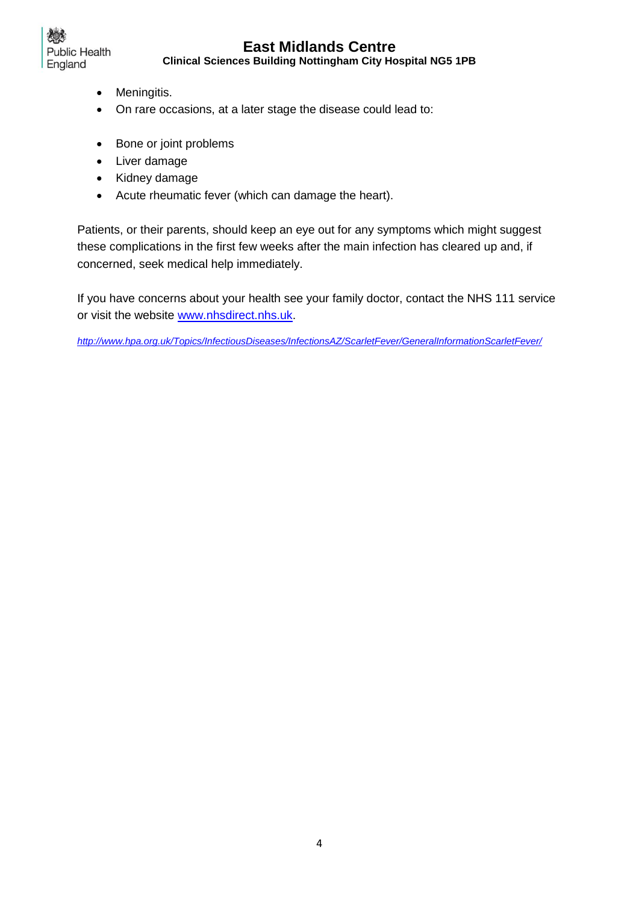- Meningitis.
- On rare occasions, at a later stage the disease could lead to:

- Bone or joint problems
- Liver damage
- Kidney damage
- Acute rheumatic fever (which can damage the heart).

Patients, or their parents, should keep an eye out for any symptoms which might suggest these complications in the first few weeks after the main infection has cleared up and, if concerned, seek medical help immediately.

If you have concerns about your health see your family doctor, contact the NHS 111 service or visit the website [www.nhsdirect.nhs.uk](http://www.nhsdirect.nhs.uk).

*[http://www.hpa.org.uk/Topics/InfectiousDiseases/InfectionsAZ/ScarletFever/GeneralInformationScarletFever/](http://www.hpa.org.uk/Topics/InfectiousDiseases/InfectionsAZ/ScarletFever/GeneralInformationScarletFever/)*